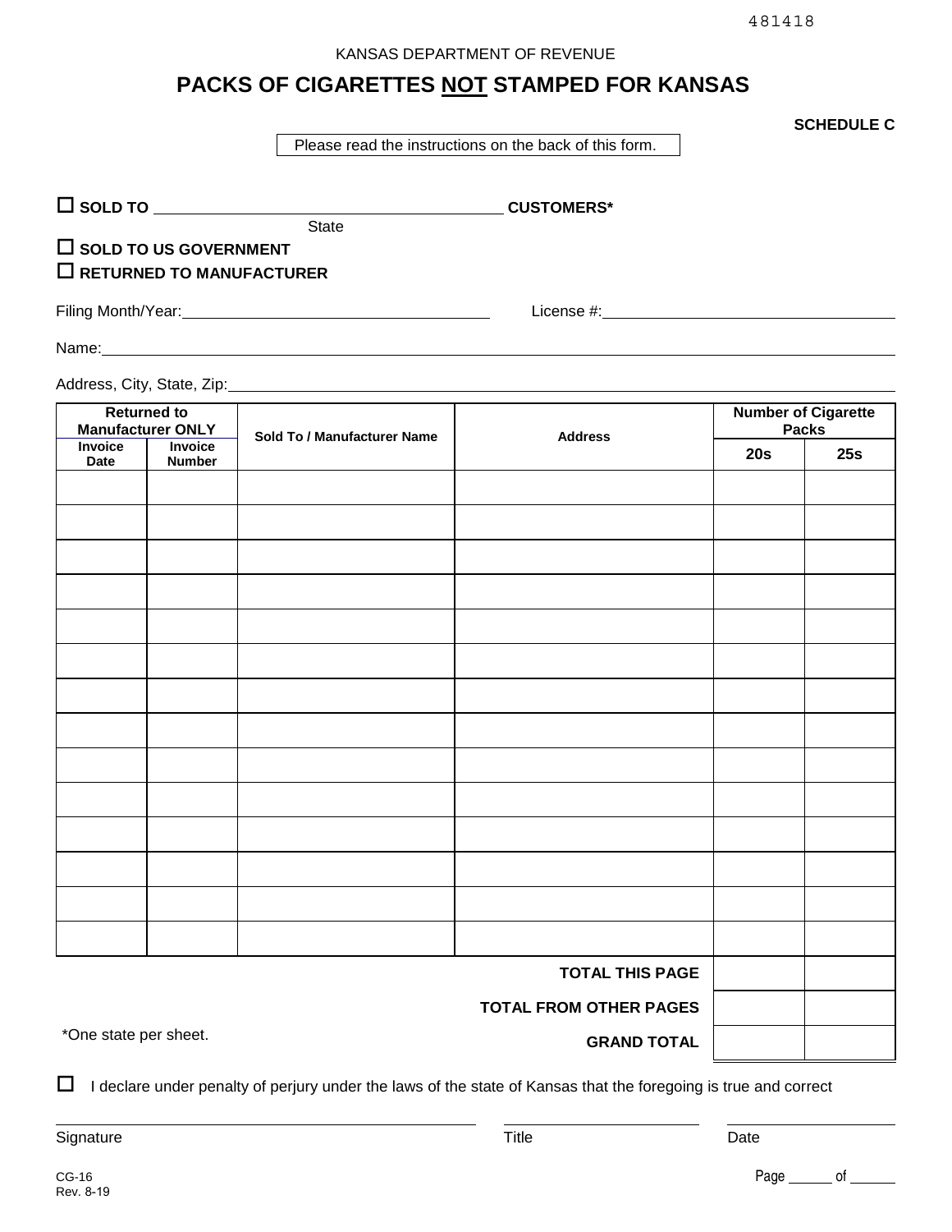481418

KANSAS DEPARTMENT OF REVENUE

# PACKS OF CIGARETTES NOT STAMPED FOR KANSAS

**SCHEDULE C**

Please read the instructions on the back of this form.

☐ **SOLD TO** ______________________ **CUSTOMERS***
State

☐ **SOLD TO US GOVERNMENT**

☐ **RETURNED TO MANUFACTURER**

Filing Month/Year: ______________________ License #: ______________________

Name: ______________________________________________

Address, City, State, Zip: ______________________________________________

| Returned to Manufacturer ONLY | | Sold To / Manufacturer Name | Address | Number of Cigarette Packs | |
|---|---|---|---|---|---|
| Invoice Date | Invoice Number | | | 20s | 25s |
| | | | | | |
| | | | | | |
| | | | | | |
| | | | | | |
| | | | | | |
| | | | | | |
| | | | | | |
| | | | | | |
| | | | | | |
| | | | | | |
| | | | | | |
| | | | | | |
| | | | | | |
| | | | | | |
| | | | **TOTAL THIS PAGE** | | |
| | | | **TOTAL FROM OTHER PAGES** | | |
| | | | **GRAND TOTAL** | | |

*One state per sheet.

☐ I declare under penalty of perjury under the laws of the state of Kansas that the foregoing is true and correct

Signature ______________________ Title ______________________ Date ______________________

CG-16
Rev. 8-19

Page ______ of ______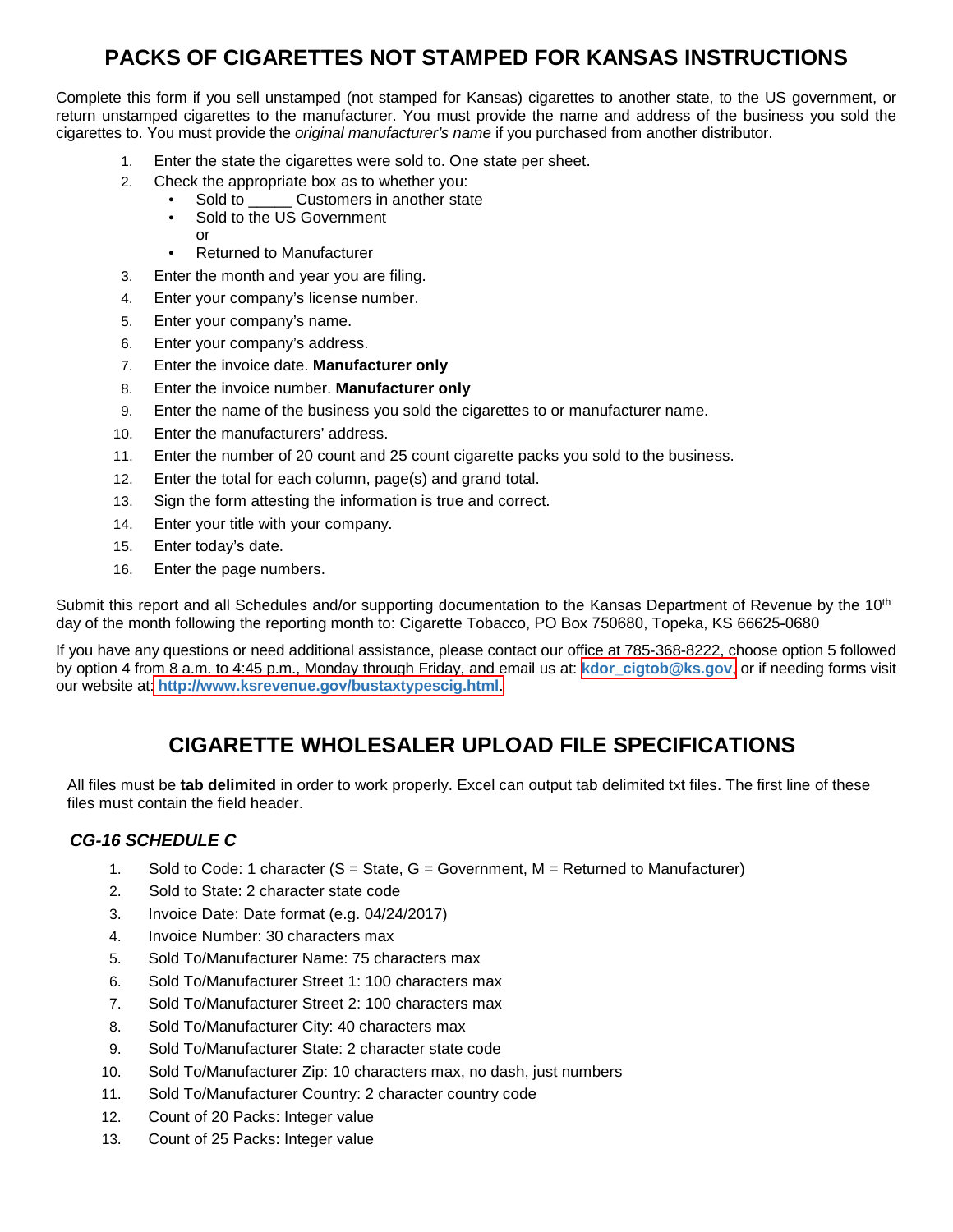# PACKS OF CIGARETTES NOT STAMPED FOR KANSAS INSTRUCTIONS

Complete this form if you sell unstamped (not stamped for Kansas) cigarettes to another state, to the US government, or return unstamped cigarettes to the manufacturer. You must provide the name and address of the business you sold the cigarettes to. You must provide the *original manufacturer's name* if you purchased from another distributor.

1. Enter the state the cigarettes were sold to. One state per sheet.
2. Check the appropriate box as to whether you:
   - Sold to _____ Customers in another state
   - Sold to the US Government
     or
   - Returned to Manufacturer
3. Enter the month and year you are filing.
4. Enter your company's license number.
5. Enter your company's name.
6. Enter your company's address.
7. Enter the invoice date. **Manufacturer only**
8. Enter the invoice number. **Manufacturer only**
9. Enter the name of the business you sold the cigarettes to or manufacturer name.
10. Enter the manufacturers' address.
11. Enter the number of 20 count and 25 count cigarette packs you sold to the business.
12. Enter the total for each column, page(s) and grand total.
13. Sign the form attesting the information is true and correct.
14. Enter your title with your company.
15. Enter today's date.
16. Enter the page numbers.

Submit this report and all Schedules and/or supporting documentation to the Kansas Department of Revenue by the 10th day of the month following the reporting month to: Cigarette Tobacco, PO Box 750680, Topeka, KS 66625-0680

If you have any questions or need additional assistance, please contact our office at 785-368-8222, choose option 5 followed by option 4 from 8 a.m. to 4:45 p.m., Monday through Friday, and email us at: **kdor_cigtob@ks.gov**, or if needing forms visit our website at: **http://www.ksrevenue.gov/bustaxtypescig.html**.

# CIGARETTE WHOLESALER UPLOAD FILE SPECIFICATIONS

All files must be **tab delimited** in order to work properly. Excel can output tab delimited txt files. The first line of these files must contain the field header.

### *CG-16 SCHEDULE C*

1. Sold to Code: 1 character (S = State, G = Government, M = Returned to Manufacturer)
2. Sold to State: 2 character state code
3. Invoice Date: Date format (e.g. 04/24/2017)
4. Invoice Number: 30 characters max
5. Sold To/Manufacturer Name: 75 characters max
6. Sold To/Manufacturer Street 1: 100 characters max
7. Sold To/Manufacturer Street 2: 100 characters max
8. Sold To/Manufacturer City: 40 characters max
9. Sold To/Manufacturer State: 2 character state code
10. Sold To/Manufacturer Zip: 10 characters max, no dash, just numbers
11. Sold To/Manufacturer Country: 2 character country code
12. Count of 20 Packs: Integer value
13. Count of 25 Packs: Integer value